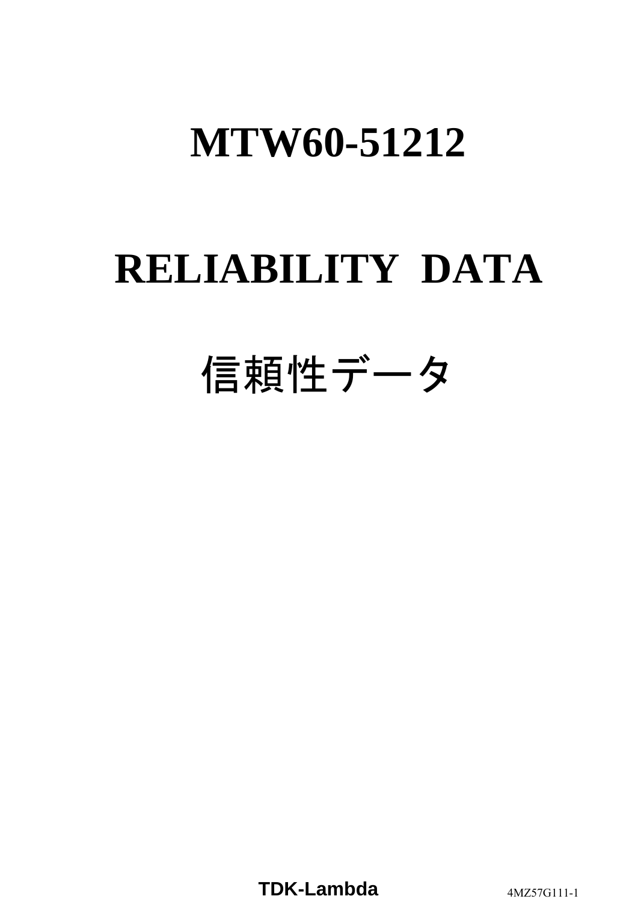# MTW60-51212

# RELIABILITY DATA

# 信頼性データ

TDK-Lambda

4MZ57G111-1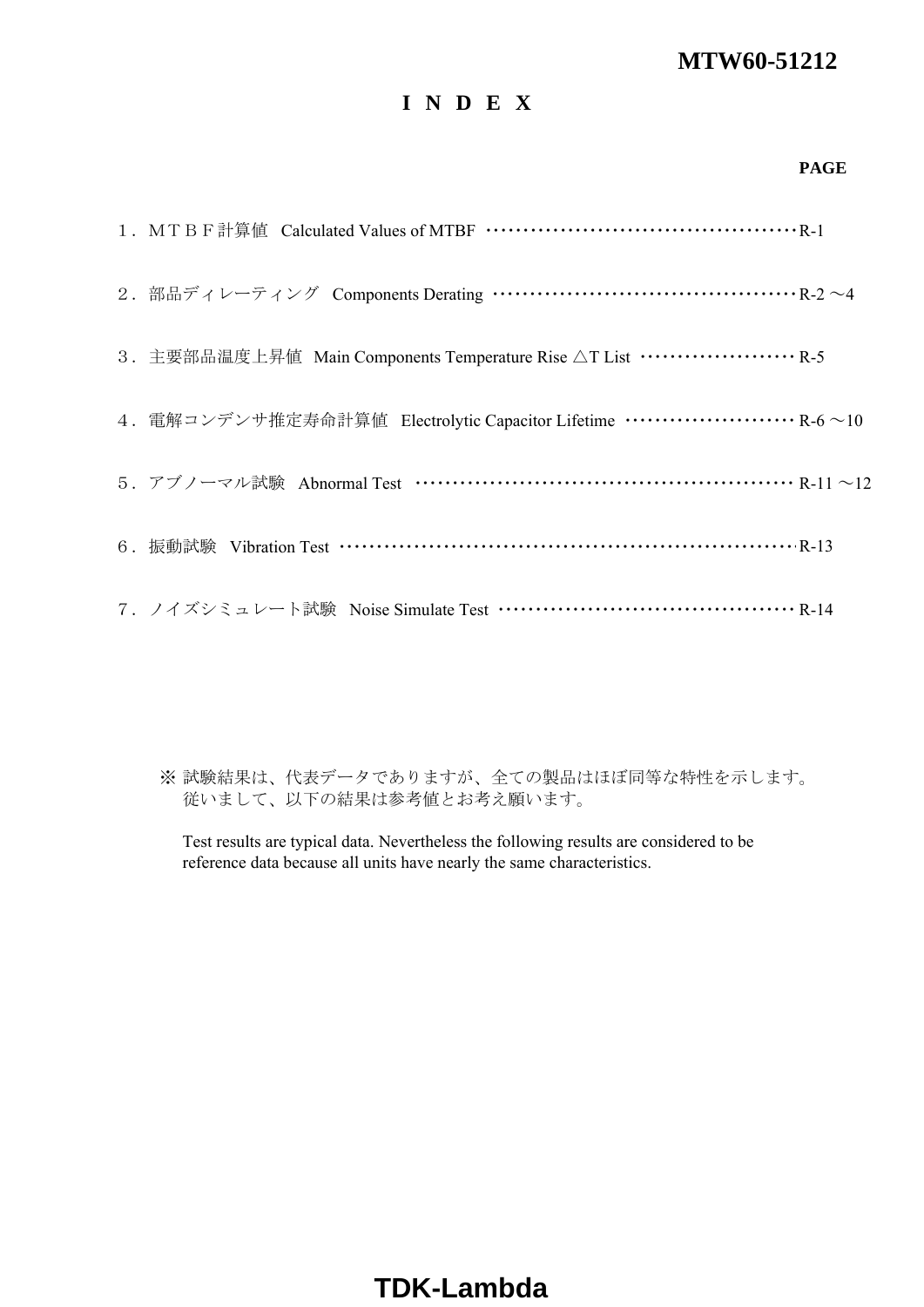MTW60-51212

# ＩＮＤＥＸ

| | PAGE |
|---|---|
| １．ＭＴＢＦ計算値　Calculated Values of MTBF | R-1 |
| ２．部品ディレーティング　Components Derating | R-2 ～4 |
| ３．主要部品温度上昇値　Main Components Temperature Rise △T List | R-5 |
| ４．電解コンデンサ推定寿命計算値　Electrolytic Capacitor Lifetime | R-6 ～10 |
| ５．アブノーマル試験　Abnormal Test | R-11 ～12 |
| ６．振動試験　Vibration Test | R-13 |
| ７．ノイズシミュレート試験　Noise Simulate Test | R-14 |

※ 試験結果は、代表データでありますが、全ての製品はほぼ同等な特性を示します。
従いまして、以下の結果は参考値とお考え願います。

Test results are typical data. Nevertheless the following results are considered to be reference data because all units have nearly the same characteristics.

TDK-Lambda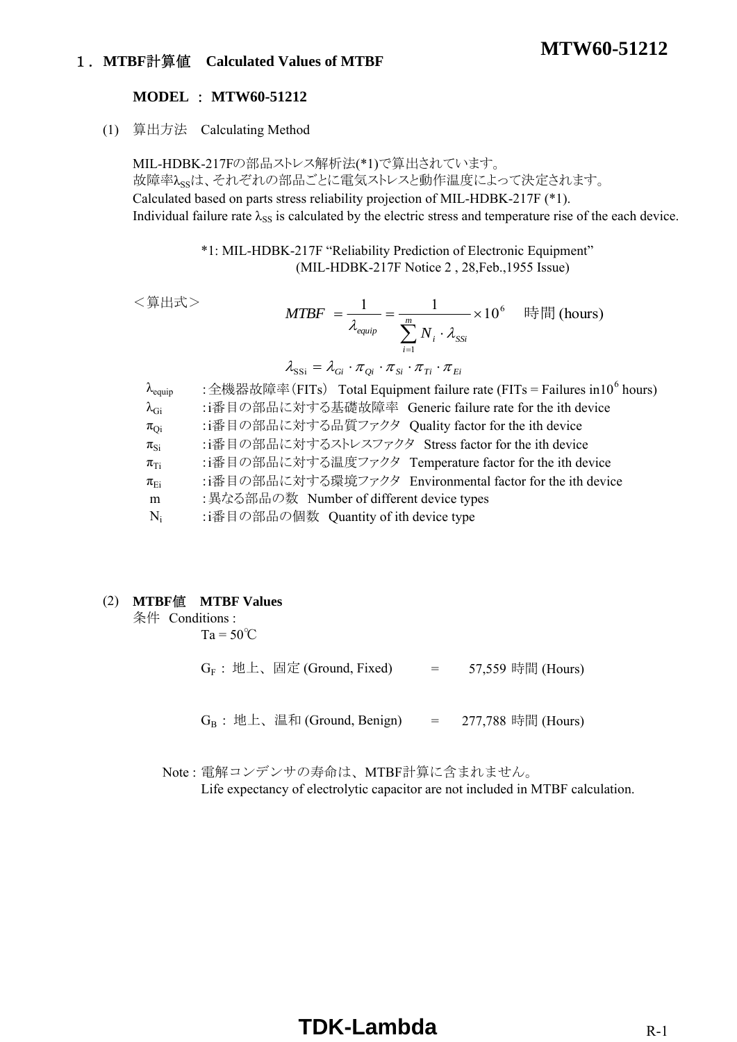## １．MTBF計算値　Calculated Values of MTBF

**MODEL ： MTW60-51212**

(1) 算出方法　Calculating Method

MIL-HDBK-217Fの部品ストレス解析法(*1)で算出されています。
故障率$\lambda_{SS}$は、それぞれの部品ごとに電気ストレスと動作温度によって決定されます。
Calculated based on parts stress reliability projection of MIL-HDBK-217F (*1).
Individual failure rate $\lambda_{SS}$ is calculated by the electric stress and temperature rise of the each device.

*1: MIL-HDBK-217F "Reliability Prediction of Electronic Equipment"
(MIL-HDBK-217F Notice 2 , 28,Feb.,1955 Issue)

＜算出式＞

$$MTBF = \frac{1}{\lambda_{equip}} = \frac{1}{\sum_{i=1}^{m} N_i \cdot \lambda_{SSi}} \times 10^6 \quad \text{時間 (hours)}$$

$$\lambda_{SSi} = \lambda_{Gi} \cdot \pi_{Qi} \cdot \pi_{Si} \cdot \pi_{Ti} \cdot \pi_{Ei}$$

- $\lambda_{equip}$ : 全機器故障率（FITs） Total Equipment failure rate (FITs = Failures in$10^6$ hours)
- $\lambda_{Gi}$ : i番目の部品に対する基礎故障率　Generic failure rate for the ith device
- $\pi_{Qi}$ : i番目の部品に対する品質ファクタ　Quality factor for the ith device
- $\pi_{Si}$ : i番目の部品に対するストレスファクタ　Stress factor for the ith device
- $\pi_{Ti}$ : i番目の部品に対する温度ファクタ　Temperature factor for the ith device
- $\pi_{Ei}$ : i番目の部品に対する環境ファクタ　Environmental factor for the ith device
- m : 異なる部品の数　Number of different device types
- $N_i$ : i番目の部品の個数　Quantity of ith device type

(2) **MTBF値　MTBF Values**

条件　Conditions :
Ta = 50℃

$G_F$ : 地上、固定 (Ground, Fixed) = 57,559 時間 (Hours)

$G_B$ : 地上、温和 (Ground, Benign) = 277,788 時間 (Hours)

Note : 電解コンデンサの寿命は、MTBF計算に含まれません。
Life expectancy of electrolytic capacitor are not included in MTBF calculation.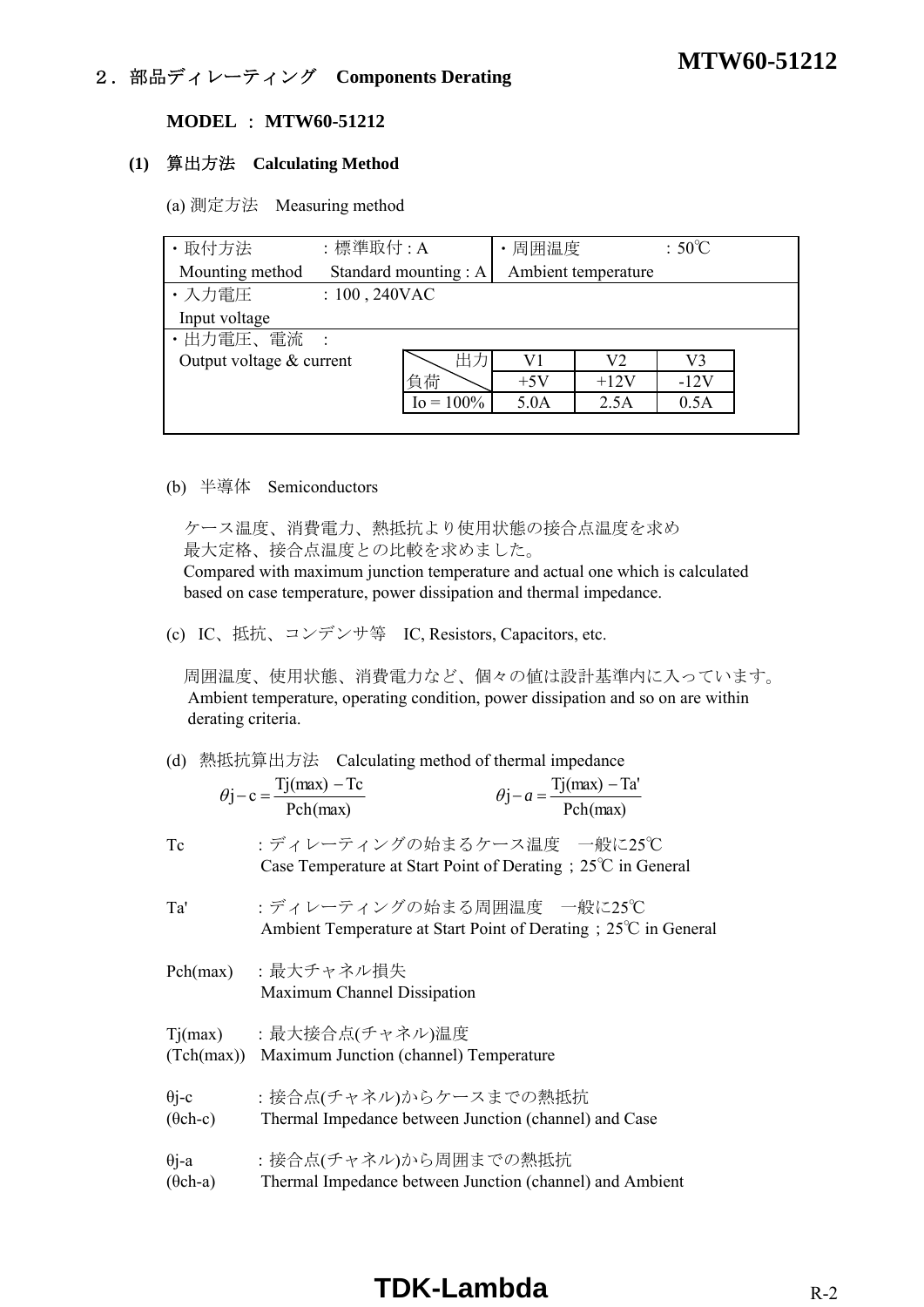## ２．部品ディレーティング　Components Derating

**MODEL ： MTW60-51212**

### (1) 算出方法　Calculating Method

(a) 測定方法　Measuring method

| ・取付方法　：標準取付 : A<br>Mounting method　Standard mounting : A | ・周囲温度　：50℃<br>Ambient temperature |
|---|---|
| ・入力電圧　：100 , 240VAC<br>Input voltage | |
| ・出力電圧、電流　：<br>Output voltage & current | |

| 負荷 ＼ 出力 | V1 | V2 | V3 |
|---|---|---|---|
| | +5V | +12V | -12V |
| Io = 100% | 5.0A | 2.5A | 0.5A |

(b) 半導体　Semiconductors

ケース温度、消費電力、熱抵抗より使用状態の接合点温度を求め
最大定格、接合点温度との比較を求めました。
Compared with maximum junction temperature and actual one which is calculated based on case temperature, power dissipation and thermal impedance.

(c) IC、抵抗、コンデンサ等　IC, Resistors, Capacitors, etc.

周囲温度、使用状態、消費電力など、個々の値は設計基準内に入っています。
Ambient temperature, operating condition, power dissipation and so on are within derating criteria.

(d) 熱抵抗算出方法　Calculating method of thermal impedance

$$\theta j-c = \frac{Tj(max) - Tc}{Pch(max)} \qquad \theta j-a = \frac{Tj(max) - Ta'}{Pch(max)}$$

Tc　：ディレーティングの始まるケース温度　一般に25℃
Case Temperature at Start Point of Derating；25℃ in General

Ta'　：ディレーティングの始まる周囲温度　一般に25℃
Ambient Temperature at Start Point of Derating；25℃ in General

Pch(max)　：最大チャネル損失
Maximum Channel Dissipation

Tj(max) (Tch(max))　：最大接合点(チャネル)温度
Maximum Junction (channel) Temperature

θj-c (θch-c)　：接合点(チャネル)からケースまでの熱抵抗
Thermal Impedance between Junction (channel) and Case

θj-a (θch-a)　：接合点(チャネル)から周囲までの熱抵抗
Thermal Impedance between Junction (channel) and Ambient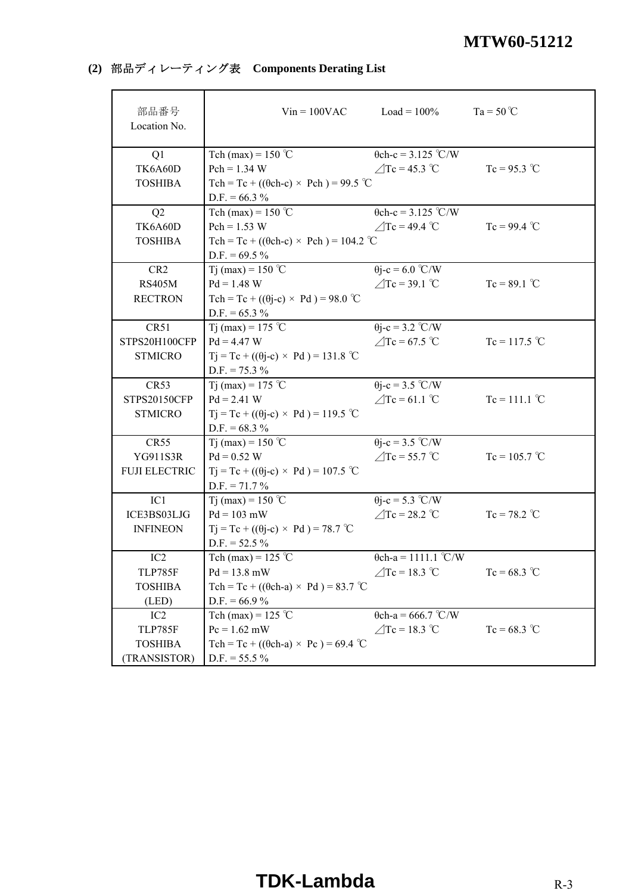## (2) 部品ディレーティング表　Components Derating List

| 部品番号<br>Location No. | Vin = 100VAC　　Load = 100%　　Ta = 50 ℃ |
|---|---|
| Q1<br>TK6A60D<br>TOSHIBA | Tch (max) = 150 ℃　　θch-c = 3.125 ℃/W<br>Pch = 1.34 W　　⊿Tc = 45.3 ℃　　Tc = 95.3 ℃<br>Tch = Tc + ((θch-c) × Pch ) = 99.5 ℃<br>D.F. = 66.3 % |
| Q2<br>TK6A60D<br>TOSHIBA | Tch (max) = 150 ℃　　θch-c = 3.125 ℃/W<br>Pch = 1.53 W　　⊿Tc = 49.4 ℃　　Tc = 99.4 ℃<br>Tch = Tc + ((θch-c) × Pch ) = 104.2 ℃<br>D.F. = 69.5 % |
| CR2<br>RS405M<br>RECTRON | Tj (max) = 150 ℃　　θj-c = 6.0 ℃/W<br>Pd = 1.48 W　　⊿Tc = 39.1 ℃　　Tc = 89.1 ℃<br>Tch = Tc + ((θj-c) × Pd ) = 98.0 ℃<br>D.F. = 65.3 % |
| CR51<br>STPS20H100CFP<br>STMICRO | Tj (max) = 175 ℃　　θj-c = 3.2 ℃/W<br>Pd = 4.47 W　　⊿Tc = 67.5 ℃　　Tc = 117.5 ℃<br>Tj = Tc + ((θj-c) × Pd ) = 131.8 ℃<br>D.F. = 75.3 % |
| CR53<br>STPS20150CFP<br>STMICRO | Tj (max) = 175 ℃　　θj-c = 3.5 ℃/W<br>Pd = 2.41 W　　⊿Tc = 61.1 ℃　　Tc = 111.1 ℃<br>Tj = Tc + ((θj-c) × Pd ) = 119.5 ℃<br>D.F. = 68.3 % |
| CR55<br>YG911S3R<br>FUJI ELECTRIC | Tj (max) = 150 ℃　　θj-c = 3.5 ℃/W<br>Pd = 0.52 W　　⊿Tc = 55.7 ℃　　Tc = 105.7 ℃<br>Tj = Tc + ((θj-c) × Pd ) = 107.5 ℃<br>D.F. = 71.7 % |
| IC1<br>ICE3BS03LJG<br>INFINEON | Tj (max) = 150 ℃　　θj-c = 5.3 ℃/W<br>Pd = 103 mW　　⊿Tc = 28.2 ℃　　Tc = 78.2 ℃<br>Tj = Tc + ((θj-c) × Pd ) = 78.7 ℃<br>D.F. = 52.5 % |
| IC2<br>TLP785F<br>TOSHIBA<br>(LED) | Tch (max) = 125 ℃　　θch-a = 1111.1 ℃/W<br>Pd = 13.8 mW　　⊿Tc = 18.3 ℃　　Tc = 68.3 ℃<br>Tch = Tc + ((θch-a) × Pd ) = 83.7 ℃<br>D.F. = 66.9 % |
| IC2<br>TLP785F<br>TOSHIBA<br>(TRANSISTOR) | Tch (max) = 125 ℃　　θch-a = 666.7 ℃/W<br>Pc = 1.62 mW　　⊿Tc = 18.3 ℃　　Tc = 68.3 ℃<br>Tch = Tc + ((θch-a) × Pc ) = 69.4 ℃<br>D.F. = 55.5 % |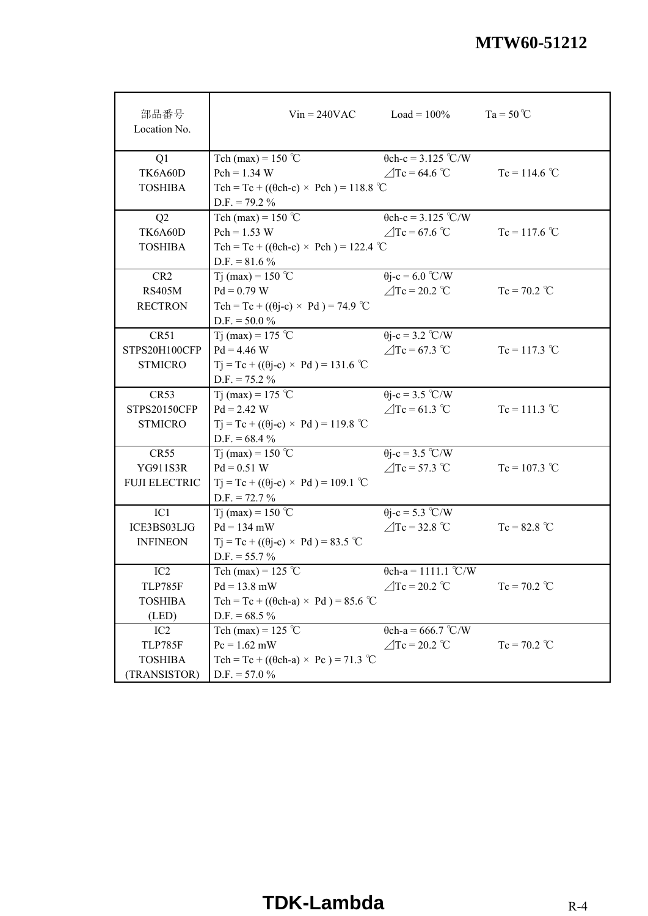| 部品番号<br>Location No. | Vin = 240VAC　　Load = 100%　　Ta = 50℃ |
|---|---|
| Q1<br>TK6A60D<br>TOSHIBA | Tch (max) = 150 ℃　　θch-c = 3.125 ℃/W<br>Pch = 1.34 W　　⊿Tc = 64.6 ℃　　Tc = 114.6 ℃<br>Tch = Tc + ((θch-c) × Pch ) = 118.8 ℃<br>D.F. = 79.2 % |
| Q2<br>TK6A60D<br>TOSHIBA | Tch (max) = 150 ℃　　θch-c = 3.125 ℃/W<br>Pch = 1.53 W　　⊿Tc = 67.6 ℃　　Tc = 117.6 ℃<br>Tch = Tc + ((θch-c) × Pch ) = 122.4 ℃<br>D.F. = 81.6 % |
| CR2<br>RS405M<br>RECTRON | Tj (max) = 150 ℃　　θj-c = 6.0 ℃/W<br>Pd = 0.79 W　　⊿Tc = 20.2 ℃　　Tc = 70.2 ℃<br>Tch = Tc + ((θj-c) × Pd ) = 74.9 ℃<br>D.F. = 50.0 % |
| CR51<br>STPS20H100CFP<br>STMICRO | Tj (max) = 175 ℃　　θj-c = 3.2 ℃/W<br>Pd = 4.46 W　　⊿Tc = 67.3 ℃　　Tc = 117.3 ℃<br>Tj = Tc + ((θj-c) × Pd ) = 131.6 ℃<br>D.F. = 75.2 % |
| CR53<br>STPS20150CFP<br>STMICRO | Tj (max) = 175 ℃　　θj-c = 3.5 ℃/W<br>Pd = 2.42 W　　⊿Tc = 61.3 ℃　　Tc = 111.3 ℃<br>Tj = Tc + ((θj-c) × Pd ) = 119.8 ℃<br>D.F. = 68.4 % |
| CR55<br>YG911S3R<br>FUJI ELECTRIC | Tj (max) = 150 ℃　　θj-c = 3.5 ℃/W<br>Pd = 0.51 W　　⊿Tc = 57.3 ℃　　Tc = 107.3 ℃<br>Tj = Tc + ((θj-c) × Pd ) = 109.1 ℃<br>D.F. = 72.7 % |
| IC1<br>ICE3BS03LJG<br>INFINEON | Tj (max) = 150 ℃　　θj-c = 5.3 ℃/W<br>Pd = 134 mW　　⊿Tc = 32.8 ℃　　Tc = 82.8 ℃<br>Tj = Tc + ((θj-c) × Pd ) = 83.5 ℃<br>D.F. = 55.7 % |
| IC2<br>TLP785F<br>TOSHIBA<br>(LED) | Tch (max) = 125 ℃　　θch-a = 1111.1 ℃/W<br>Pd = 13.8 mW　　⊿Tc = 20.2 ℃　　Tc = 70.2 ℃<br>Tch = Tc + ((θch-a) × Pd ) = 85.6 ℃<br>D.F. = 68.5 % |
| IC2<br>TLP785F<br>TOSHIBA<br>(TRANSISTOR) | Tch (max) = 125 ℃　　θch-a = 666.7 ℃/W<br>Pc = 1.62 mW　　⊿Tc = 20.2 ℃　　Tc = 70.2 ℃<br>Tch = Tc + ((θch-a) × Pc ) = 71.3 ℃<br>D.F. = 57.0 % |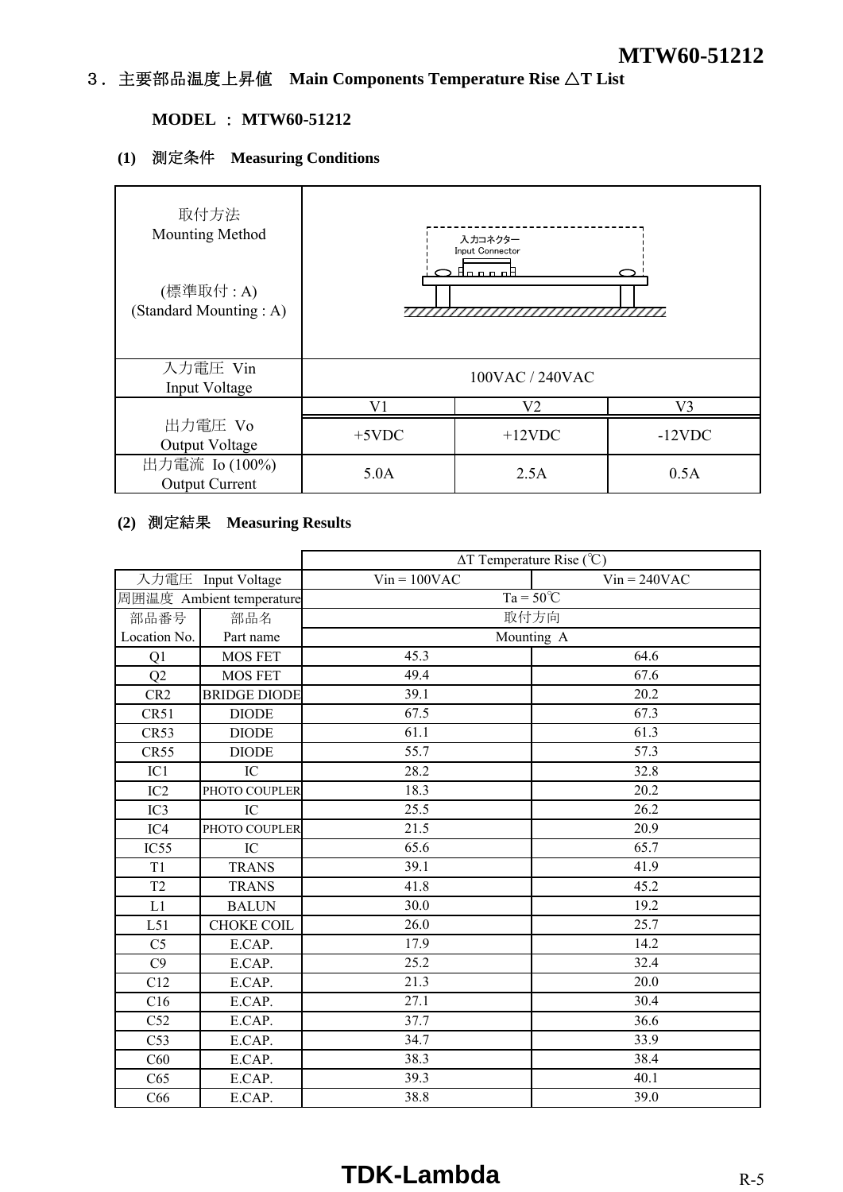## ３．主要部品温度上昇値　Main Components Temperature Rise △T List

**MODEL ： MTW60-51212**

**(1)　測定条件　Measuring Conditions**

| | | | |
|---|---|---|---|
| 取付方法<br>Mounting Method<br><br>(標準取付 : A)<br>(Standard Mounting : A) | 入力コネクター<br>Input Connector | | |
| 入力電圧 Vin<br>Input Voltage | 100VAC / 240VAC | | |
| 出力電圧 Vo<br>Output Voltage | V1 | V2 | V3 |
| | +5VDC | +12VDC | -12VDC |
| 出力電流 Io (100%)<br>Output Current | 5.0A | 2.5A | 0.5A |

**(2)　測定結果　Measuring Results**

| | | ΔT Temperature Rise (℃) | |
|---|---|---|---|
| 入力電圧 Input Voltage | | Vin = 100VAC | Vin = 240VAC |
| 周囲温度 Ambient temperature | | Ta = 50℃ | |
| 部品番号<br>Location No. | 部品名<br>Part name | 取付方向<br>Mounting A | |
| Q1 | MOS FET | 45.3 | 64.6 |
| Q2 | MOS FET | 49.4 | 67.6 |
| CR2 | BRIDGE DIODE | 39.1 | 20.2 |
| CR51 | DIODE | 67.5 | 67.3 |
| CR53 | DIODE | 61.1 | 61.3 |
| CR55 | DIODE | 55.7 | 57.3 |
| IC1 | IC | 28.2 | 32.8 |
| IC2 | PHOTO COUPLER | 18.3 | 20.2 |
| IC3 | IC | 25.5 | 26.2 |
| IC4 | PHOTO COUPLER | 21.5 | 20.9 |
| IC55 | IC | 65.6 | 65.7 |
| T1 | TRANS | 39.1 | 41.9 |
| T2 | TRANS | 41.8 | 45.2 |
| L1 | BALUN | 30.0 | 19.2 |
| L51 | CHOKE COIL | 26.0 | 25.7 |
| C5 | E.CAP. | 17.9 | 14.2 |
| C9 | E.CAP. | 25.2 | 32.4 |
| C12 | E.CAP. | 21.3 | 20.0 |
| C16 | E.CAP. | 27.1 | 30.4 |
| C52 | E.CAP. | 37.7 | 36.6 |
| C53 | E.CAP. | 34.7 | 33.9 |
| C60 | E.CAP. | 38.3 | 38.4 |
| C65 | E.CAP. | 39.3 | 40.1 |
| C66 | E.CAP. | 38.8 | 39.0 |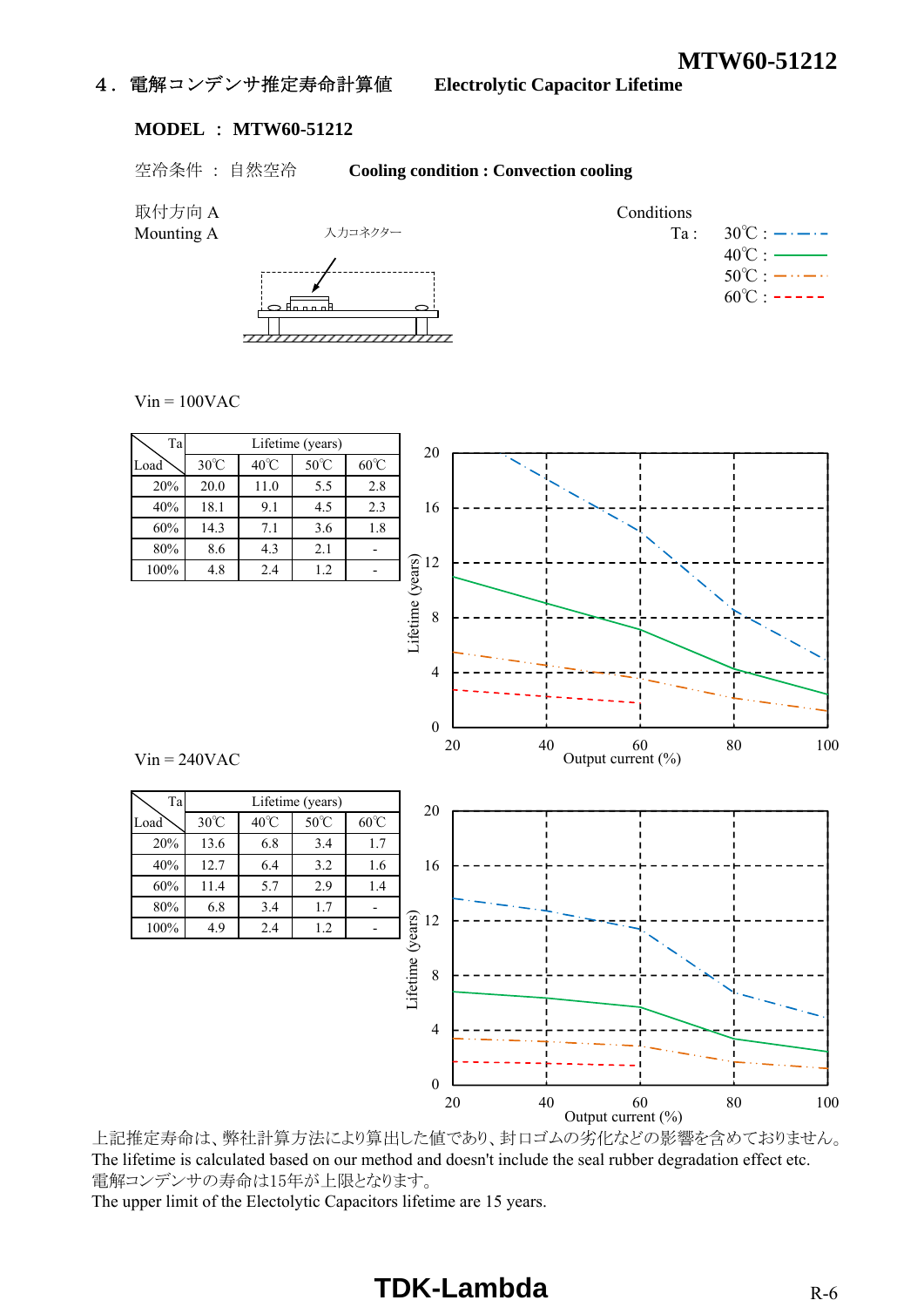## ４．電解コンデンサ推定寿命計算値　Electrolytic Capacitor Lifetime

**MODEL ： MTW60-51212**

空冷条件 ： 自然空冷　**Cooling condition : Convection cooling**

取付方向 A
Mounting A

入力コネクター

Conditions
Ta : 30℃ : 40℃ : 50℃ : 60℃

Vin = 100VAC

| Load \ Ta | Lifetime (years) | | | |
|---|---|---|---|---|
| | 30℃ | 40℃ | 50℃ | 60℃ |
| 20% | 20.0 | 11.0 | 5.5 | 2.8 |
| 40% | 18.1 | 9.1 | 4.5 | 2.3 |
| 60% | 14.3 | 7.1 | 3.6 | 1.8 |
| 80% | 8.6 | 4.3 | 2.1 | - |
| 100% | 4.8 | 2.4 | 1.2 | - |

Lifetime (years) / Output current (%)

Vin = 240VAC

| Load \ Ta | Lifetime (years) | | | |
|---|---|---|---|---|
| | 30℃ | 40℃ | 50℃ | 60℃ |
| 20% | 13.6 | 6.8 | 3.4 | 1.7 |
| 40% | 12.7 | 6.4 | 3.2 | 1.6 |
| 60% | 11.4 | 5.7 | 2.9 | 1.4 |
| 80% | 6.8 | 3.4 | 1.7 | - |
| 100% | 4.9 | 2.4 | 1.2 | - |

Lifetime (years) / Output current (%)

上記推定寿命は、弊社計算方法により算出した値であり、封口ゴムの劣化などの影響を含めておりません。
The lifetime is calculated based on our method and doesn't include the seal rubber degradation effect etc.
電解コンデンサの寿命は15年が上限となります。
The upper limit of the Electolytic Capacitors lifetime are 15 years.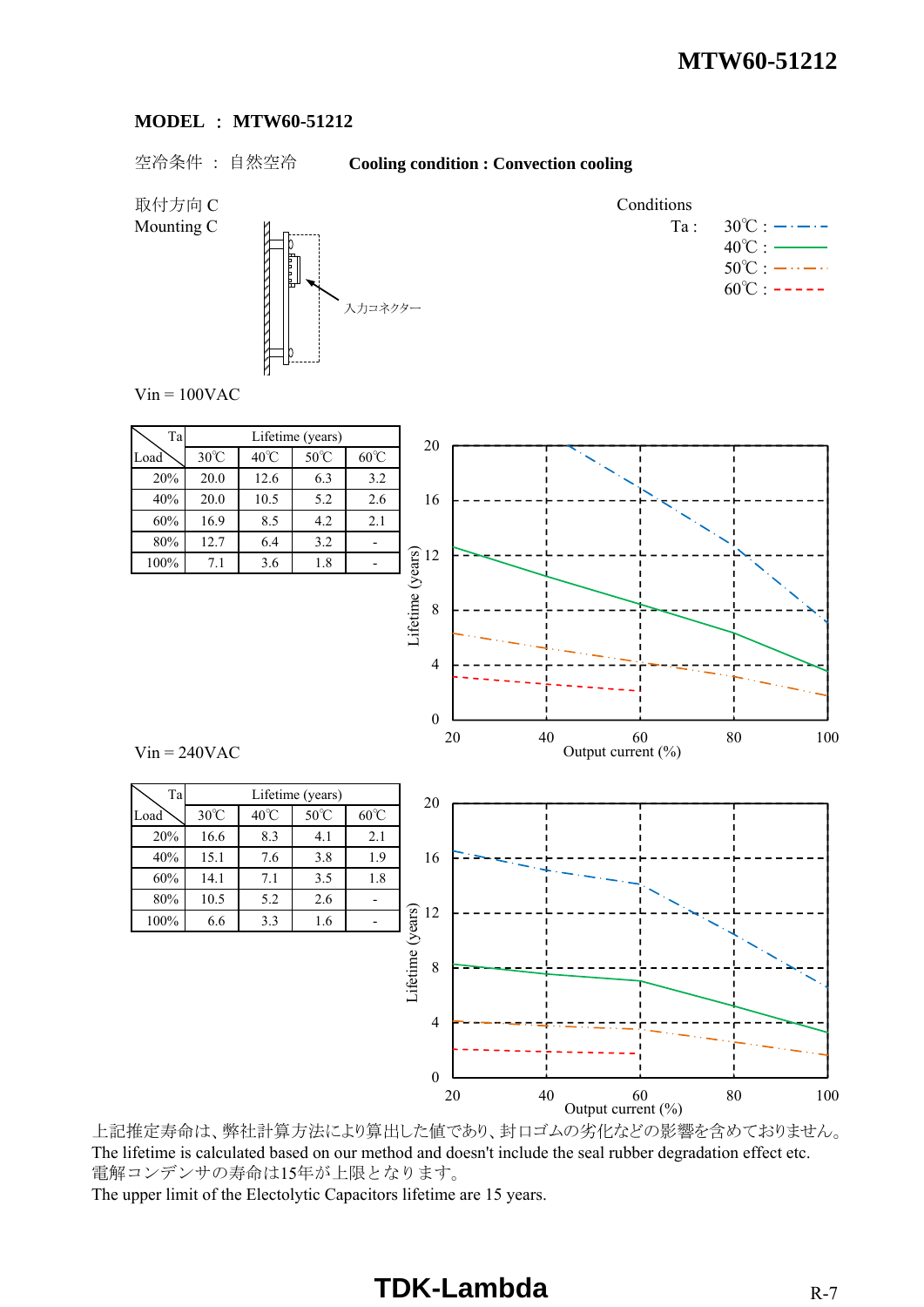**MODEL ： MTW60-51212**

空冷条件 ： 自然空冷　　**Cooling condition : Convection cooling**

取付方向 C
Mounting C

入力コネクター

Conditions
Ta : 30℃ : 40℃ : 50℃ : 60℃

Vin = 100VAC

| Load \ Ta | Lifetime (years) | | | |
|---|---|---|---|---|
| | 30℃ | 40℃ | 50℃ | 60℃ |
| 20% | 20.0 | 12.6 | 6.3 | 3.2 |
| 40% | 20.0 | 10.5 | 5.2 | 2.6 |
| 60% | 16.9 | 8.5 | 4.2 | 2.1 |
| 80% | 12.7 | 6.4 | 3.2 | - |
| 100% | 7.1 | 3.6 | 1.8 | - |

Lifetime (years)
Output current (%)

Vin = 240VAC

| Load \ Ta | Lifetime (years) | | | |
|---|---|---|---|---|
| | 30℃ | 40℃ | 50℃ | 60℃ |
| 20% | 16.6 | 8.3 | 4.1 | 2.1 |
| 40% | 15.1 | 7.6 | 3.8 | 1.9 |
| 60% | 14.1 | 7.1 | 3.5 | 1.8 |
| 80% | 10.5 | 5.2 | 2.6 | - |
| 100% | 6.6 | 3.3 | 1.6 | - |

Lifetime (years)
Output current (%)

上記推定寿命は、弊社計算方法により算出した値であり、封口ゴムの劣化などの影響を含めておりません。
The lifetime is calculated based on our method and doesn't include the seal rubber degradation effect etc.
電解コンデンサの寿命は15年が上限となります。
The upper limit of the Electolytic Capacitors lifetime are 15 years.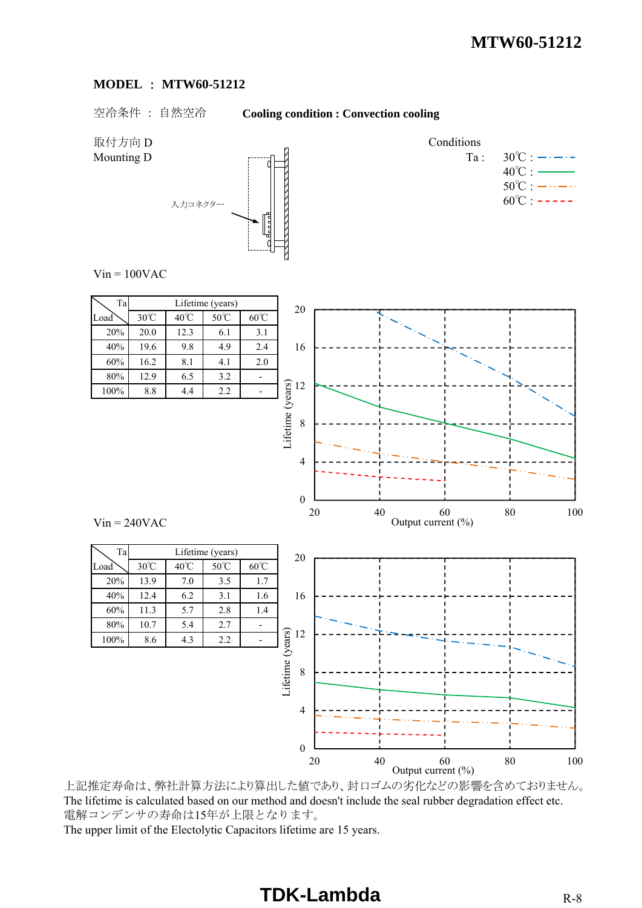**MODEL ： MTW60-51212**

空冷条件 ： 自然空冷　　　**Cooling condition : Convection cooling**

取付方向 D
Mounting D

入力コネクター

Conditions
Ta : 30℃ : 40℃ : 50℃ : 60℃

Vin = 100VAC

| Load \ Ta | Lifetime (years) | | | |
|---|---|---|---|---|
| | 30℃ | 40℃ | 50℃ | 60℃ |
| 20% | 20.0 | 12.3 | 6.1 | 3.1 |
| 40% | 19.6 | 9.8 | 4.9 | 2.4 |
| 60% | 16.2 | 8.1 | 4.1 | 2.0 |
| 80% | 12.9 | 6.5 | 3.2 | - |
| 100% | 8.8 | 4.4 | 2.2 | - |

Vin = 240VAC

| Load \ Ta | Lifetime (years) | | | |
|---|---|---|---|---|
| | 30℃ | 40℃ | 50℃ | 60℃ |
| 20% | 13.9 | 7.0 | 3.5 | 1.7 |
| 40% | 12.4 | 6.2 | 3.1 | 1.6 |
| 60% | 11.3 | 5.7 | 2.8 | 1.4 |
| 80% | 10.7 | 5.4 | 2.7 | - |
| 100% | 8.6 | 4.3 | 2.2 | - |

上記推定寿命は、弊社計算方法により算出した値であり、封ロゴムの劣化などの影響を含めておりません。
The lifetime is calculated based on our method and doesn't include the seal rubber degradation effect etc.
電解コンデンサの寿命は15年が上限となります。
The upper limit of the Electolytic Capacitors lifetime are 15 years.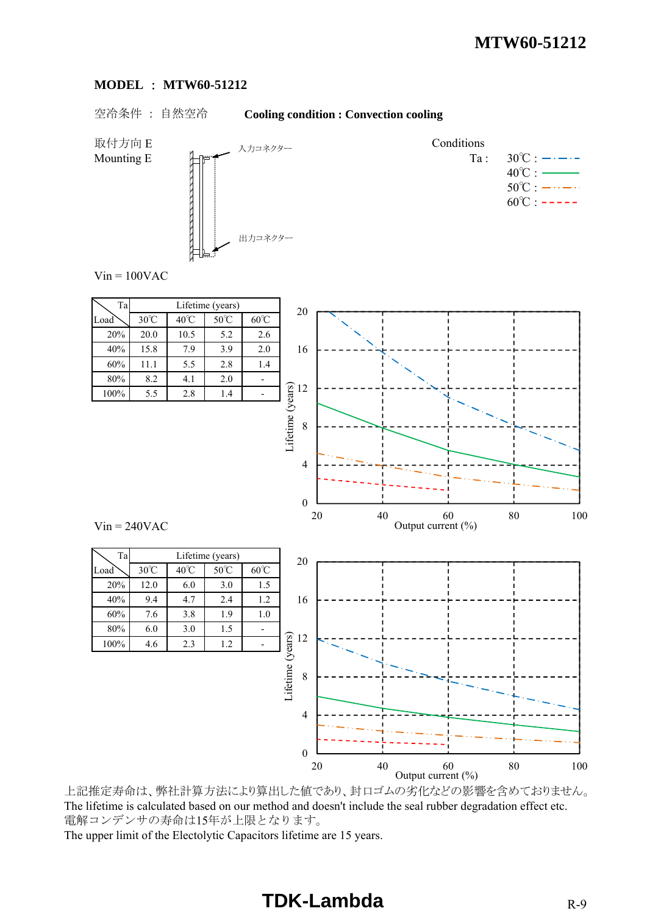**MODEL ： MTW60-51212**

空冷条件 ： 自然空冷　　**Cooling condition : Convection cooling**

取付方向 E
Mounting E

入力コネクター
出力コネクター

Conditions
Ta : 30℃ : 40℃ : 50℃ : 60℃

Vin = 100VAC

| Ta / Load | Lifetime (years) | | | |
|---|---|---|---|---|
| | 30℃ | 40℃ | 50℃ | 60℃ |
| 20% | 20.0 | 10.5 | 5.2 | 2.6 |
| 40% | 15.8 | 7.9 | 3.9 | 2.0 |
| 60% | 11.1 | 5.5 | 2.8 | 1.4 |
| 80% | 8.2 | 4.1 | 2.0 | - |
| 100% | 5.5 | 2.8 | 1.4 | - |

Vin = 240VAC

| Ta / Load | Lifetime (years) | | | |
|---|---|---|---|---|
| | 30℃ | 40℃ | 50℃ | 60℃ |
| 20% | 12.0 | 6.0 | 3.0 | 1.5 |
| 40% | 9.4 | 4.7 | 2.4 | 1.2 |
| 60% | 7.6 | 3.8 | 1.9 | 1.0 |
| 80% | 6.0 | 3.0 | 1.5 | - |
| 100% | 4.6 | 2.3 | 1.2 | - |

上記推定寿命は、弊社計算方法により算出した値であり、封口ゴムの劣化などの影響を含めておりません。
The lifetime is calculated based on our method and doesn't include the seal rubber degradation effect etc.
電解コンデンサの寿命は15年が上限となります。
The upper limit of the Electolytic Capacitors lifetime are 15 years.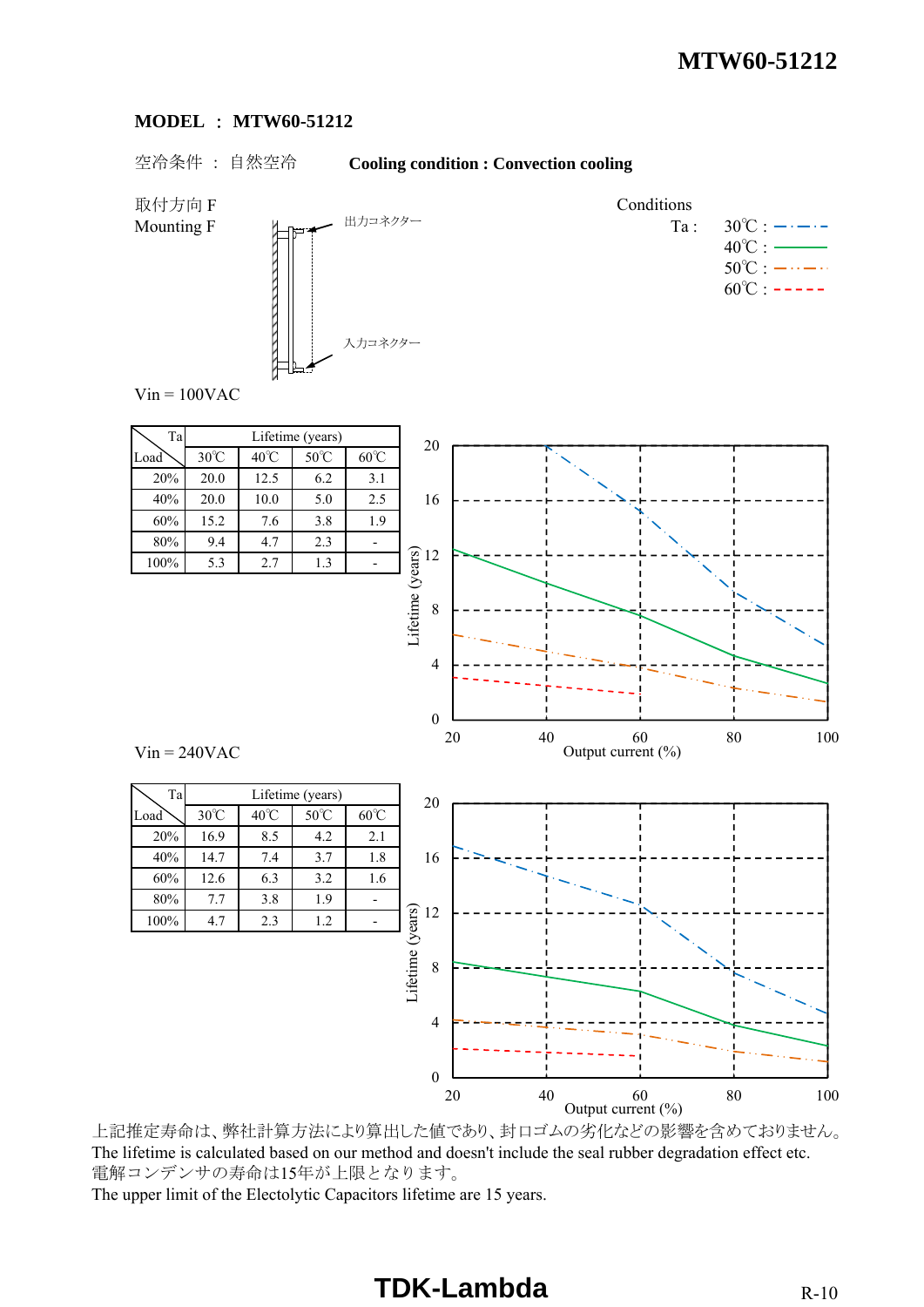**MODEL ： MTW60-51212**

空冷条件 ： 自然空冷　　**Cooling condition : Convection cooling**

取付方向 F
Mounting F

出力コネクター

入力コネクター

Conditions
Ta : 30℃ / 40℃ / 50℃ / 60℃

Vin = 100VAC

| Load \ Ta | Lifetime (years) | | | |
|---|---|---|---|---|
| | 30℃ | 40℃ | 50℃ | 60℃ |
| 20% | 20.0 | 12.5 | 6.2 | 3.1 |
| 40% | 20.0 | 10.0 | 5.0 | 2.5 |
| 60% | 15.2 | 7.6 | 3.8 | 1.9 |
| 80% | 9.4 | 4.7 | 2.3 | - |
| 100% | 5.3 | 2.7 | 1.3 | - |

Lifetime (years) vs Output current (%)

Vin = 240VAC

| Load \ Ta | Lifetime (years) | | | |
|---|---|---|---|---|
| | 30℃ | 40℃ | 50℃ | 60℃ |
| 20% | 16.9 | 8.5 | 4.2 | 2.1 |
| 40% | 14.7 | 7.4 | 3.7 | 1.8 |
| 60% | 12.6 | 6.3 | 3.2 | 1.6 |
| 80% | 7.7 | 3.8 | 1.9 | - |
| 100% | 4.7 | 2.3 | 1.2 | - |

Lifetime (years) vs Output current (%)

上記推定寿命は、弊社計算方法により算出した値であり、封口ゴムの劣化などの影響を含めておりません。
The lifetime is calculated based on our method and doesn't include the seal rubber degradation effect etc.
電解コンデンサの寿命は15年が上限となります。
The upper limit of the Electolytic Capacitors lifetime are 15 years.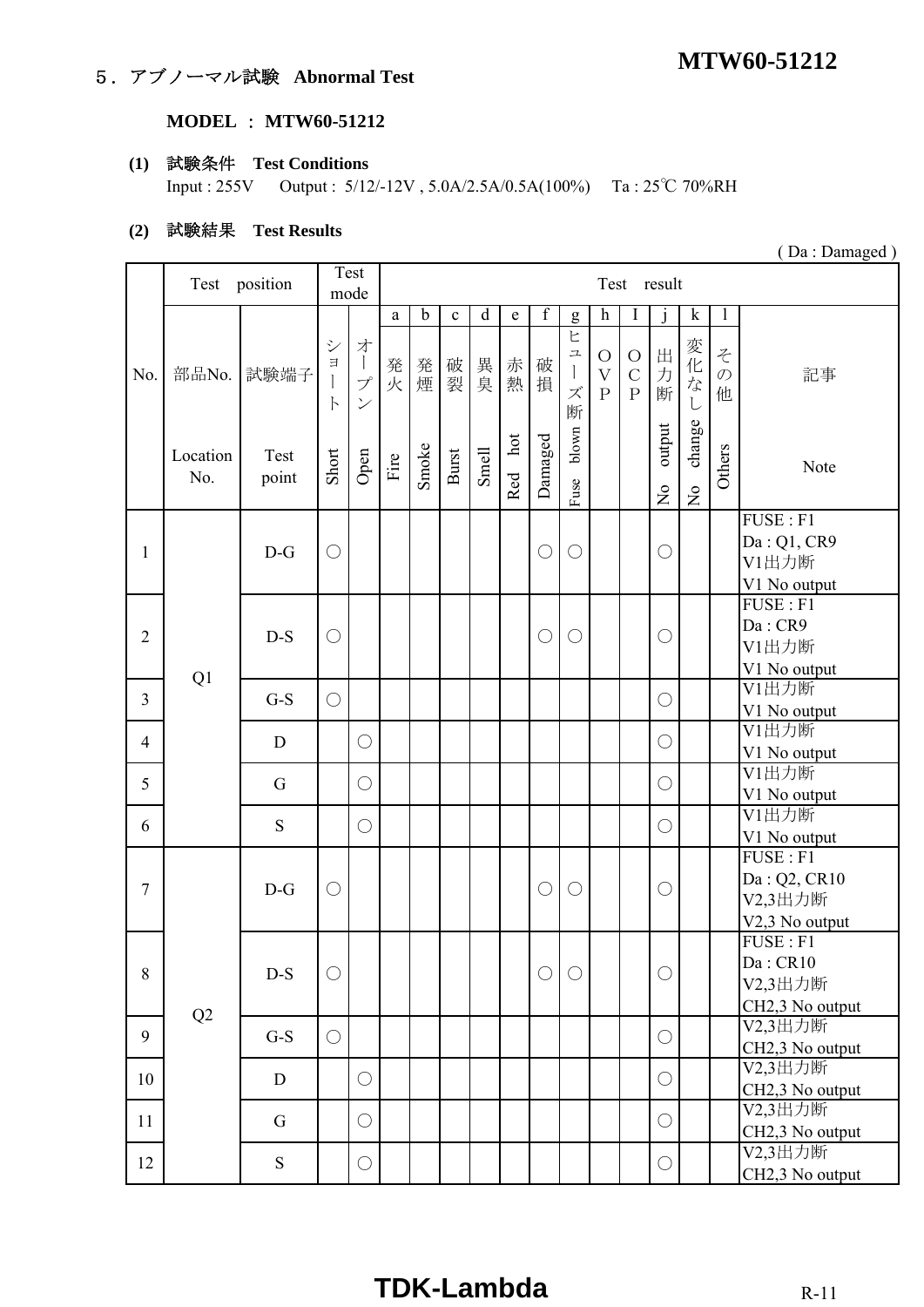## ５．アブノーマル試験　Abnormal Test

**MODEL ： MTW60-51212**

**(1)　試験条件　Test Conditions**

Input : 255V　 Output : 5/12/-12V , 5.0A/2.5A/0.5A(100%)　 Ta : 25℃ 70%RH

**(2)　試験結果　Test Results**

( Da : Damaged )

| No. | Test position | | Test mode | | Test result | | | | | | | | | | | | |
|---|---|---|---|---|---|---|---|---|---|---|---|---|---|---|---|---|---|
| | | | | | a | b | c | d | e | f | g | h | I | j | k | l | |
| | 部品No. Location No. | 試験端子 Test point | ショート Short | オープン Open | 発火 Fire | 発煙 Smoke | 破裂 Burst | 異臭 Smell | 赤熱 Red hot | 破損 Damaged | ヒューズ断 Fuse blown | OVP | OCP | 出力断 No output | 変化なし No change | その他 Others | 記事 Note |
| 1 | Q1 | D-G | ○ | | | | | | | ○ | ○ | | | ○ | | | FUSE : F1<br>Da : Q1, CR9<br>V1出力断<br>V1 No output |
| 2 | Q1 | D-S | ○ | | | | | | | ○ | ○ | | | ○ | | | FUSE : F1<br>Da : CR9<br>V1出力断<br>V1 No output |
| 3 | Q1 | G-S | ○ | | | | | | | | | | | ○ | | | V1出力断<br>V1 No output |
| 4 | Q1 | D | | ○ | | | | | | | | | | ○ | | | V1出力断<br>V1 No output |
| 5 | Q1 | G | | ○ | | | | | | | | | | ○ | | | V1出力断<br>V1 No output |
| 6 | Q1 | S | | ○ | | | | | | | | | | ○ | | | V1出力断<br>V1 No output |
| 7 | Q2 | D-G | ○ | | | | | | | ○ | ○ | | | ○ | | | FUSE : F1<br>Da : Q2, CR10<br>V2,3出力断<br>V2,3 No output |
| 8 | Q2 | D-S | ○ | | | | | | | ○ | ○ | | | ○ | | | FUSE : F1<br>Da : CR10<br>V2,3出力断<br>CH2,3 No output |
| 9 | Q2 | G-S | ○ | | | | | | | | | | | ○ | | | V2,3出力断<br>CH2,3 No output |
| 10 | Q2 | D | | ○ | | | | | | | | | | ○ | | | V2,3出力断<br>CH2,3 No output |
| 11 | Q2 | G | | ○ | | | | | | | | | | ○ | | | V2,3出力断<br>CH2,3 No output |
| 12 | Q2 | S | | ○ | | | | | | | | | | ○ | | | V2,3出力断<br>CH2,3 No output |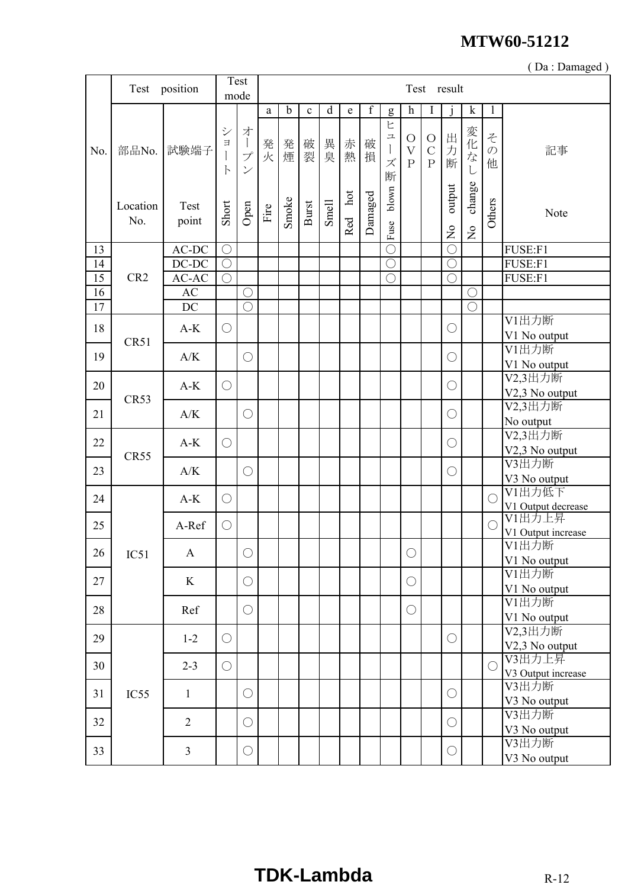( Da : Damaged )

| No. | 部品No. Location No. | 試験端子 Test point | Test mode | | Test result | | | | | | | | | | | | |
|---|---|---|---|---|---|---|---|---|---|---|---|---|---|---|---|---|---|
| | | | | | a | b | c | d | e | f | g | h | I | j | k | l | |
| | | | ショート Short | オープン Open | 発火 Fire | 発煙 Smoke | 破裂 Burst | 異臭 Smell | 赤熱 Red hot | 破損 Damaged | ヒューズ断 Fuse blown | OVP | OCP | 出力断 No output | 変化なし No change | その他 Others | 記事 Note |
| 13 | CR2 | AC-DC | ○ | | | | | | | | ○ | | | ○ | | | FUSE:F1 |
| 14 | | DC-DC | ○ | | | | | | | | ○ | | | ○ | | | FUSE:F1 |
| 15 | | AC-AC | ○ | | | | | | | | ○ | | | ○ | | | FUSE:F1 |
| 16 | | AC | | ○ | | | | | | | | | | | ○ | | |
| 17 | | DC | | ○ | | | | | | | | | | | ○ | | |
| 18 | CR51 | A-K | ○ | | | | | | | | | | | ○ | | | V1出力断 V1 No output |
| 19 | | A/K | | ○ | | | | | | | | | | ○ | | | V1出力断 V1 No output |
| 20 | CR53 | A-K | ○ | | | | | | | | | | | ○ | | | V2,3出力断 V2,3 No output |
| 21 | | A/K | | ○ | | | | | | | | | | ○ | | | V2,3出力断 No output |
| 22 | CR55 | A-K | ○ | | | | | | | | | | | ○ | | | V2,3出力断 V2,3 No output |
| 23 | | A/K | | ○ | | | | | | | | | | ○ | | | V3出力断 V3 No output |
| 24 | IC51 | A-K | ○ | | | | | | | | | | | | | ○ | V1出力低下 V1 Output decrease |
| 25 | | A-Ref | ○ | | | | | | | | | | | | | ○ | V1出力上昇 V1 Output increase |
| 26 | | A | | ○ | | | | | | | | ○ | | | | | V1出力断 V1 No output |
| 27 | | K | | ○ | | | | | | | | ○ | | | | | V1出力断 V1 No output |
| 28 | | Ref | | ○ | | | | | | | | ○ | | | | | V1出力断 V1 No output |
| 29 | IC55 | 1-2 | ○ | | | | | | | | | | | ○ | | | V2,3出力断 V2,3 No output |
| 30 | | 2-3 | ○ | | | | | | | | | | | | | ○ | V3出力上昇 V3 Output increase |
| 31 | | 1 | | ○ | | | | | | | | | | ○ | | | V3出力断 V3 No output |
| 32 | | 2 | | ○ | | | | | | | | | | ○ | | | V3出力断 V3 No output |
| 33 | | 3 | | ○ | | | | | | | | | | ○ | | | V3出力断 V3 No output |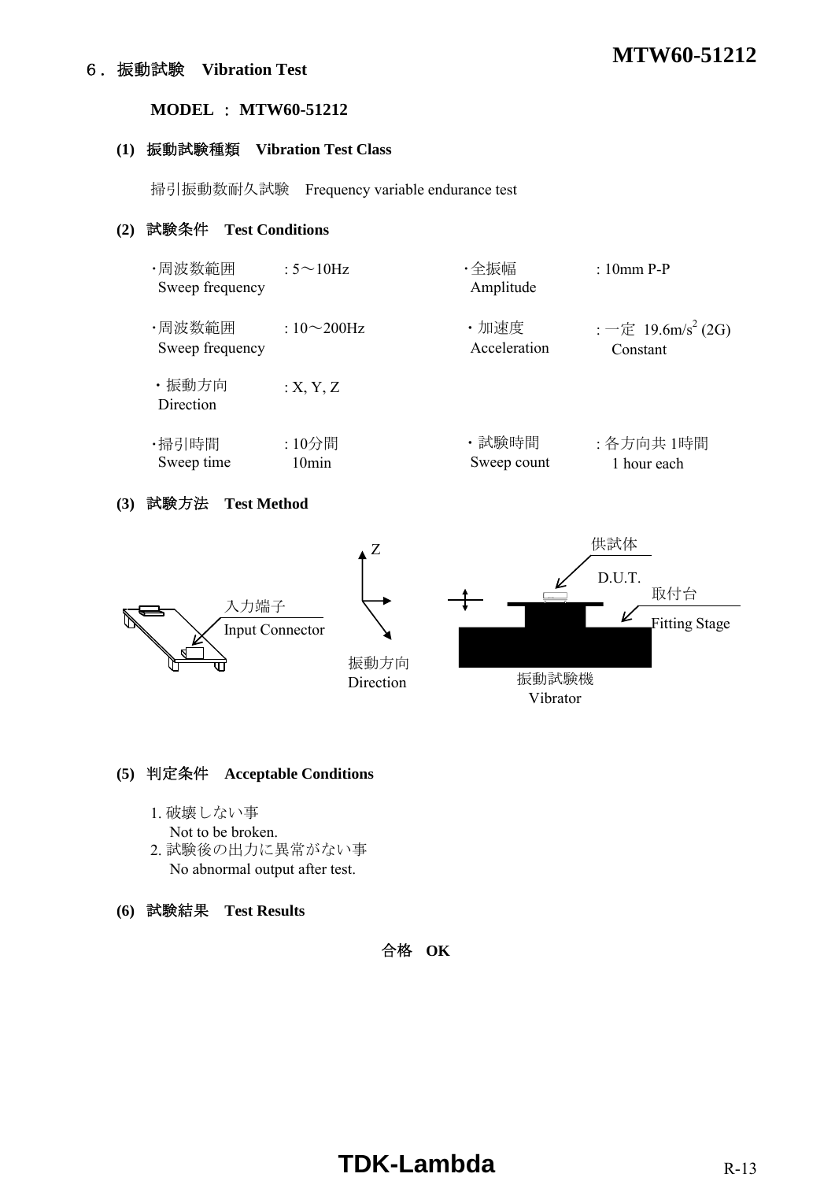## ６．振動試験　Vibration Test

**MODEL ： MTW60-51212**

**(1) 振動試験種類　Vibration Test Class**

掃引振動数耐久試験　Frequency variable endurance test

**(2) 試験条件　Test Conditions**

| | | | |
|---|---|---|---|
| ・周波数範囲 Sweep frequency | : 5～10Hz | ・全振幅 Amplitude | : 10mm P-P |
| ・周波数範囲 Sweep frequency | : 10～200Hz | ・加速度 Acceleration | : 一定 19.6m/s$^2$ (2G) Constant |
| ・振動方向 Direction | : X, Y, Z | | |
| ・掃引時間 Sweep time | : 10分間 10min | ・試験時間 Sweep count | : 各方向共 1時間 1 hour each |

**(3) 試験方法　Test Method**

入力端子 Input Connector

Z

振動方向 Direction

供試体 D.U.T.

取付台 Fitting Stage

振動試験機 Vibrator

**(5) 判定条件　Acceptable Conditions**

1. 破壊しない事
   Not to be broken.
2. 試験後の出力に異常がない事
   No abnormal output after test.

**(6) 試験結果　Test Results**

**合格　OK**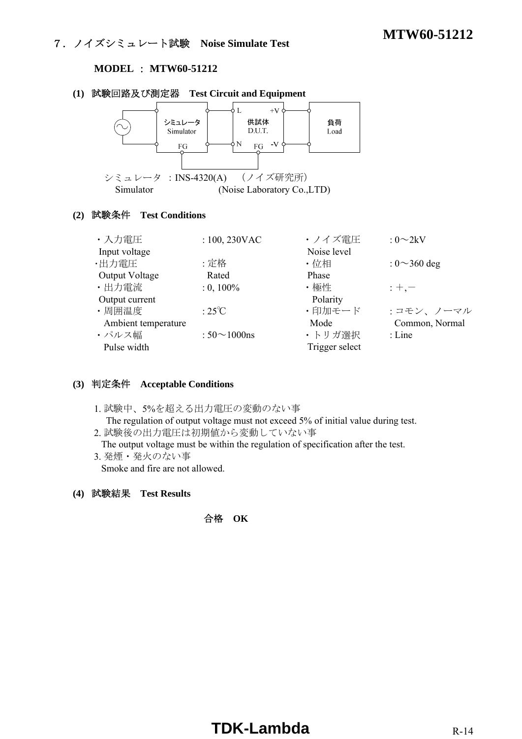## ７．ノイズシミュレート試験　Noise Simulate Test

**MODEL ： MTW60-51212**

**(1) 試験回路及び測定器　Test Circuit and Equipment**

シミュレータ Simulator
FG
L
N
FG
供試体 D.U.T.
+V
-V
負荷 Load

シミュレータ ：INS-4320(A)　（ノイズ研究所）
Simulator (Noise Laboratory Co.,LTD)

**(2) 試験条件　Test Conditions**

| | | | |
|---|---|---|---|
| ・入力電圧 Input voltage | : 100, 230VAC | ・ノイズ電圧 Noise level | : 0～2kV |
| ･出力電圧 Output Voltage | : 定格 Rated | ・位相 Phase | : 0～360 deg |
| ・出力電流 Output current | : 0, 100% | ・極性 Polarity | : ＋,－ |
| ・周囲温度 Ambient temperature | : 25℃ | ･印加モード Mode | : コモン、ノーマル Common, Normal |
| ・パルス幅 Pulse width | : 50～1000ns | ・トリガ選択 Trigger select | : Line |

**(3) 判定条件　Acceptable Conditions**

1. 試験中、5%を超える出力電圧の変動のない事
   The regulation of output voltage must not exceed 5% of initial value during test.
2. 試験後の出力電圧は初期値から変動していない事
   The output voltage must be within the regulation of specification after the test.
3. 発煙・発火のない事
   Smoke and fire are not allowed.

**(4) 試験結果　Test Results**

合格　OK